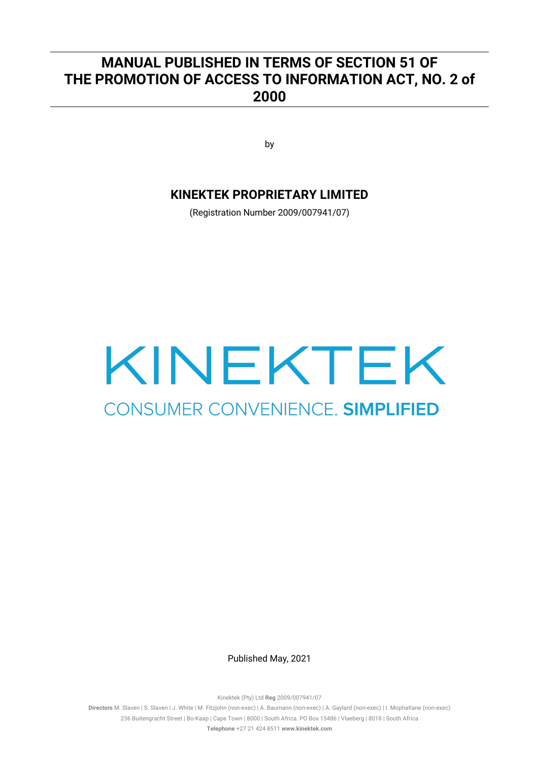# MANUAL PUBLISHED IN TERMS OF SECTION 51 OF THE PROMOTION OF ACCESS TO INFORMATION ACT, NO. 2 of 2000

by

## KINEKTEK PROPRIETARY LIMITED

(Registration Number 2009/007941/07)

KINEKTEK

CONSUMER CONVENIENCE. **SIMPLIFIED**

Published May, 2021

Kinektek (Pty) Ltd **Reg** 2009/007941/07

**Directors** M. Slaven | S. Slaven | J. White | M. Fitzjohn (non-exec) | A. Baumann (non-exec) | A. Gaylard (non-exec) | I. Mophatlane (non-exec)

236 Buitengracht Street | Bo-Kaap | Cape Town | 8000 | South Africa. PO Box 15486 | Vlaeberg | 8018 | South Africa

**Telephone** +27 21 424 8511 **www.kinektek.com**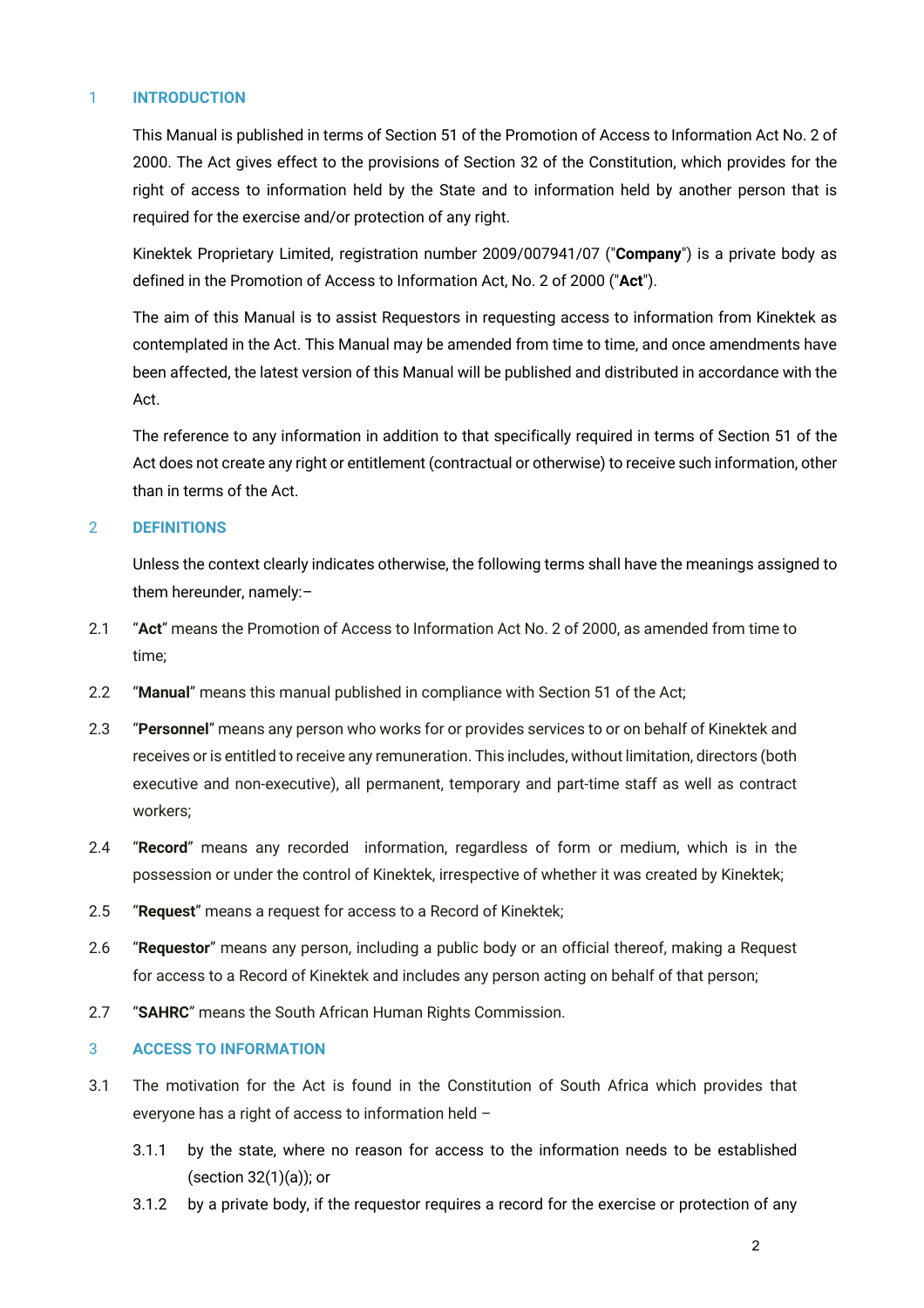## 1 INTRODUCTION

This Manual is published in terms of Section 51 of the Promotion of Access to Information Act No. 2 of 2000. The Act gives effect to the provisions of Section 32 of the Constitution, which provides for the right of access to information held by the State and to information held by another person that is required for the exercise and/or protection of any right.

Kinektek Proprietary Limited, registration number 2009/007941/07 ("**Company**") is a private body as defined in the Promotion of Access to Information Act, No. 2 of 2000 ("**Act**").

The aim of this Manual is to assist Requestors in requesting access to information from Kinektek as contemplated in the Act. This Manual may be amended from time to time, and once amendments have been affected, the latest version of this Manual will be published and distributed in accordance with the Act.

The reference to any information in addition to that specifically required in terms of Section 51 of the Act does not create any right or entitlement (contractual or otherwise) to receive such information, other than in terms of the Act.

## 2 DEFINITIONS

Unless the context clearly indicates otherwise, the following terms shall have the meanings assigned to them hereunder, namely:–

2.1 "**Act**" means the Promotion of Access to Information Act No. 2 of 2000, as amended from time to time;

2.2 "**Manual**" means this manual published in compliance with Section 51 of the Act;

2.3 "**Personnel**" means any person who works for or provides services to or on behalf of Kinektek and receives or is entitled to receive any remuneration. This includes, without limitation, directors (both executive and non-executive), all permanent, temporary and part-time staff as well as contract workers;

2.4 "**Record**" means any recorded information, regardless of form or medium, which is in the possession or under the control of Kinektek, irrespective of whether it was created by Kinektek;

2.5 "**Request**" means a request for access to a Record of Kinektek;

2.6 "**Requestor**" means any person, including a public body or an official thereof, making a Request for access to a Record of Kinektek and includes any person acting on behalf of that person;

2.7 "**SAHRC**" means the South African Human Rights Commission.

## 3 ACCESS TO INFORMATION

3.1 The motivation for the Act is found in the Constitution of South Africa which provides that everyone has a right of access to information held –

3.1.1 by the state, where no reason for access to the information needs to be established (section 32(1)(a)); or

3.1.2 by a private body, if the requestor requires a record for the exercise or protection of any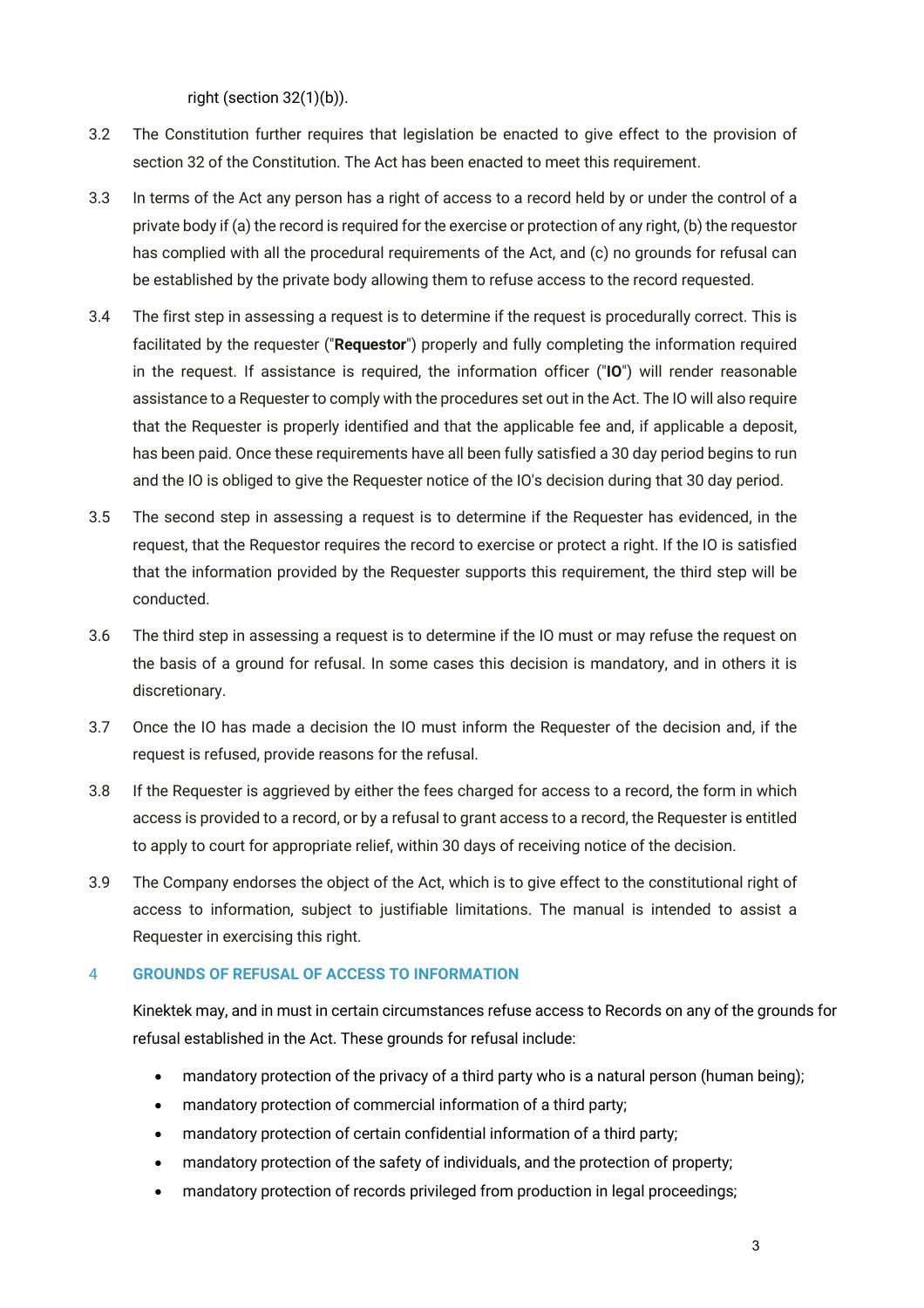right (section 32(1)(b)).

3.2 The Constitution further requires that legislation be enacted to give effect to the provision of section 32 of the Constitution. The Act has been enacted to meet this requirement.

3.3 In terms of the Act any person has a right of access to a record held by or under the control of a private body if (a) the record is required for the exercise or protection of any right, (b) the requestor has complied with all the procedural requirements of the Act, and (c) no grounds for refusal can be established by the private body allowing them to refuse access to the record requested.

3.4 The first step in assessing a request is to determine if the request is procedurally correct. This is facilitated by the requester ("**Requestor**") properly and fully completing the information required in the request. If assistance is required, the information officer ("**IO**") will render reasonable assistance to a Requester to comply with the procedures set out in the Act. The IO will also require that the Requester is properly identified and that the applicable fee and, if applicable a deposit, has been paid. Once these requirements have all been fully satisfied a 30 day period begins to run and the IO is obliged to give the Requester notice of the IO's decision during that 30 day period.

3.5 The second step in assessing a request is to determine if the Requester has evidenced, in the request, that the Requestor requires the record to exercise or protect a right. If the IO is satisfied that the information provided by the Requester supports this requirement, the third step will be conducted.

3.6 The third step in assessing a request is to determine if the IO must or may refuse the request on the basis of a ground for refusal. In some cases this decision is mandatory, and in others it is discretionary.

3.7 Once the IO has made a decision the IO must inform the Requester of the decision and, if the request is refused, provide reasons for the refusal.

3.8 If the Requester is aggrieved by either the fees charged for access to a record, the form in which access is provided to a record, or by a refusal to grant access to a record, the Requester is entitled to apply to court for appropriate relief, within 30 days of receiving notice of the decision.

3.9 The Company endorses the object of the Act, which is to give effect to the constitutional right of access to information, subject to justifiable limitations. The manual is intended to assist a Requester in exercising this right.

## 4 GROUNDS OF REFUSAL OF ACCESS TO INFORMATION

Kinektek may, and in must in certain circumstances refuse access to Records on any of the grounds for refusal established in the Act. These grounds for refusal include:

- mandatory protection of the privacy of a third party who is a natural person (human being);
- mandatory protection of commercial information of a third party;
- mandatory protection of certain confidential information of a third party;
- mandatory protection of the safety of individuals, and the protection of property;
- mandatory protection of records privileged from production in legal proceedings;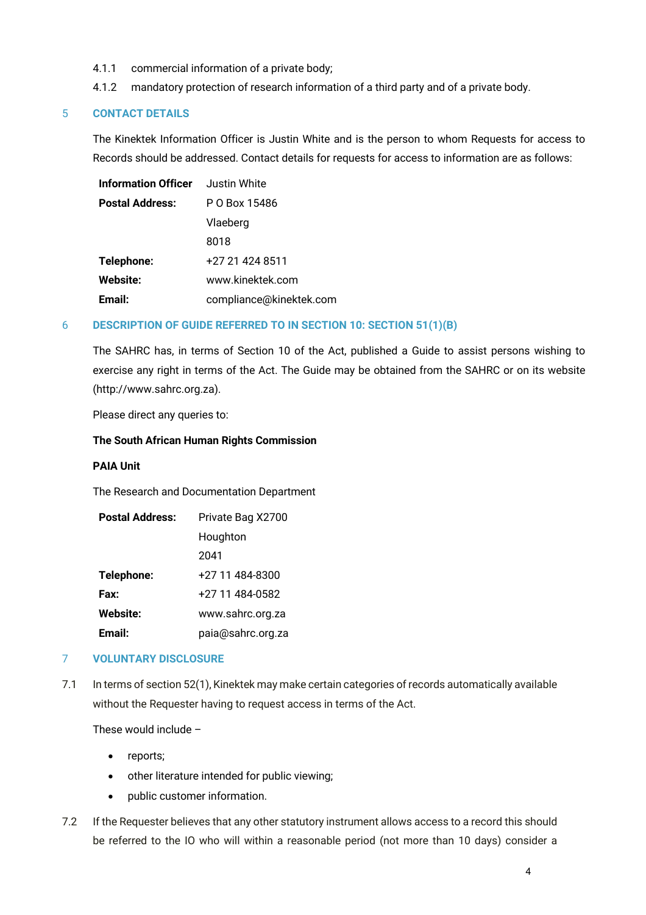4.1.1 commercial information of a private body;

4.1.2 mandatory protection of research information of a third party and of a private body.

## 5 CONTACT DETAILS

The Kinektek Information Officer is Justin White and is the person to whom Requests for access to Records should be addressed. Contact details for requests for access to information are as follows:

| | |
|---|---|
| **Information Officer** | Justin White |
| **Postal Address:** | P O Box 15486<br>Vlaeberg<br>8018 |
| **Telephone:** | +27 21 424 8511 |
| **Website:** | www.kinektek.com |
| **Email:** | compliance@kinektek.com |

## 6 DESCRIPTION OF GUIDE REFERRED TO IN SECTION 10: SECTION 51(1)(B)

The SAHRC has, in terms of Section 10 of the Act, published a Guide to assist persons wishing to exercise any right in terms of the Act. The Guide may be obtained from the SAHRC or on its website (http://www.sahrc.org.za).

Please direct any queries to:

**The South African Human Rights Commission**

**PAIA Unit**

The Research and Documentation Department

| | |
|---|---|
| **Postal Address:** | Private Bag X2700<br>Houghton<br>2041 |
| **Telephone:** | +27 11 484-8300 |
| **Fax:** | +27 11 484-0582 |
| **Website:** | www.sahrc.org.za |
| **Email:** | paia@sahrc.org.za |

## 7 VOLUNTARY DISCLOSURE

7.1 In terms of section 52(1), Kinektek may make certain categories of records automatically available without the Requester having to request access in terms of the Act.

These would include –

- reports;
- other literature intended for public viewing;
- public customer information.

7.2 If the Requester believes that any other statutory instrument allows access to a record this should be referred to the IO who will within a reasonable period (not more than 10 days) consider a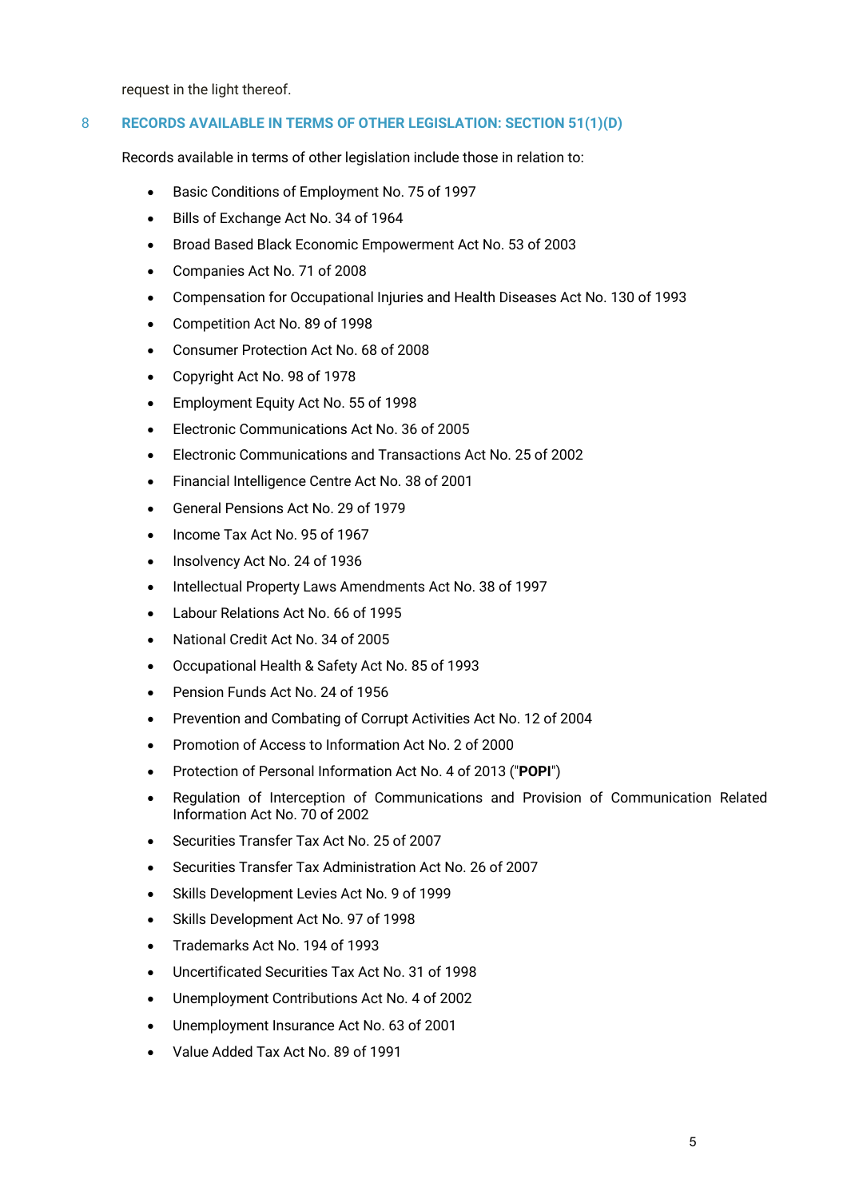request in the light thereof.

## 8 RECORDS AVAILABLE IN TERMS OF OTHER LEGISLATION: SECTION 51(1)(D)

Records available in terms of other legislation include those in relation to:

- Basic Conditions of Employment No. 75 of 1997
- Bills of Exchange Act No. 34 of 1964
- Broad Based Black Economic Empowerment Act No. 53 of 2003
- Companies Act No. 71 of 2008
- Compensation for Occupational Injuries and Health Diseases Act No. 130 of 1993
- Competition Act No. 89 of 1998
- Consumer Protection Act No. 68 of 2008
- Copyright Act No. 98 of 1978
- Employment Equity Act No. 55 of 1998
- Electronic Communications Act No. 36 of 2005
- Electronic Communications and Transactions Act No. 25 of 2002
- Financial Intelligence Centre Act No. 38 of 2001
- General Pensions Act No. 29 of 1979
- Income Tax Act No. 95 of 1967
- Insolvency Act No. 24 of 1936
- Intellectual Property Laws Amendments Act No. 38 of 1997
- Labour Relations Act No. 66 of 1995
- National Credit Act No. 34 of 2005
- Occupational Health & Safety Act No. 85 of 1993
- Pension Funds Act No. 24 of 1956
- Prevention and Combating of Corrupt Activities Act No. 12 of 2004
- Promotion of Access to Information Act No. 2 of 2000
- Protection of Personal Information Act No. 4 of 2013 ("**POPI**")
- Regulation of Interception of Communications and Provision of Communication Related Information Act No. 70 of 2002
- Securities Transfer Tax Act No. 25 of 2007
- Securities Transfer Tax Administration Act No. 26 of 2007
- Skills Development Levies Act No. 9 of 1999
- Skills Development Act No. 97 of 1998
- Trademarks Act No. 194 of 1993
- Uncertificated Securities Tax Act No. 31 of 1998
- Unemployment Contributions Act No. 4 of 2002
- Unemployment Insurance Act No. 63 of 2001
- Value Added Tax Act No. 89 of 1991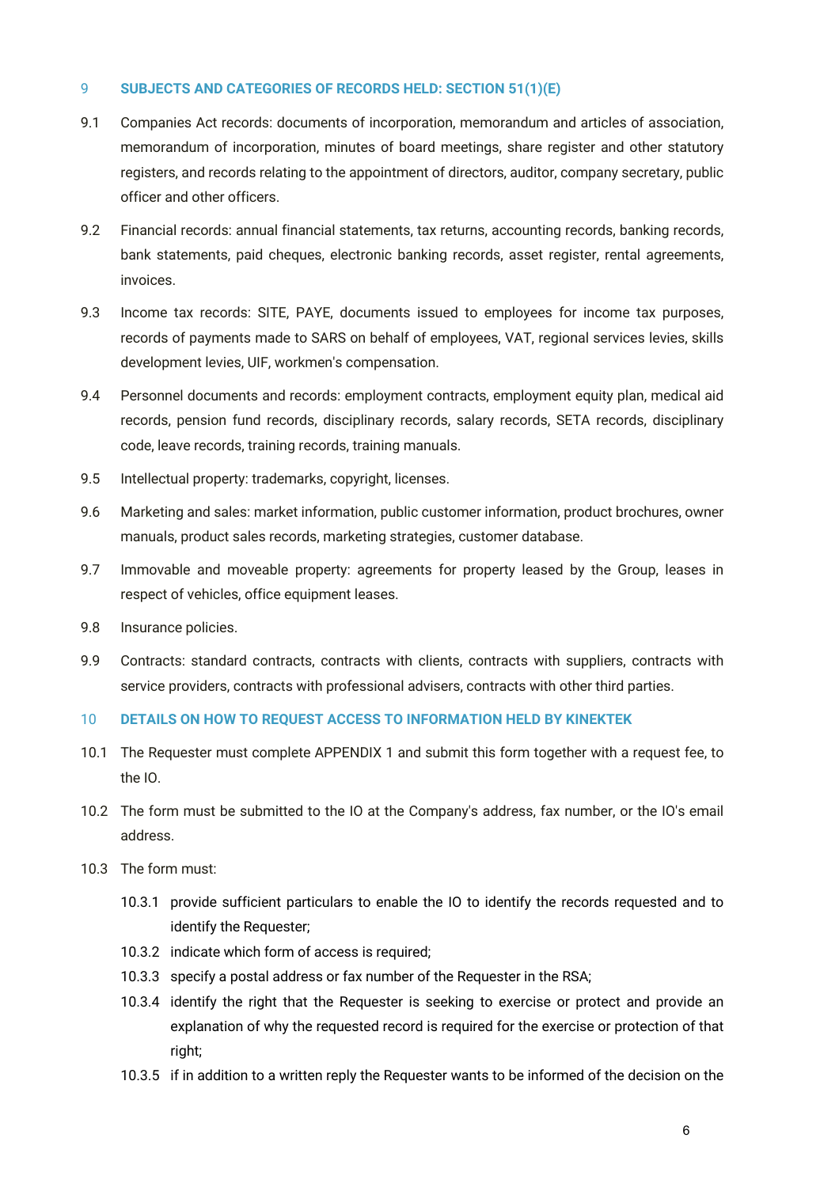## 9 SUBJECTS AND CATEGORIES OF RECORDS HELD: SECTION 51(1)(E)

9.1 Companies Act records: documents of incorporation, memorandum and articles of association, memorandum of incorporation, minutes of board meetings, share register and other statutory registers, and records relating to the appointment of directors, auditor, company secretary, public officer and other officers.

9.2 Financial records: annual financial statements, tax returns, accounting records, banking records, bank statements, paid cheques, electronic banking records, asset register, rental agreements, invoices.

9.3 Income tax records: SITE, PAYE, documents issued to employees for income tax purposes, records of payments made to SARS on behalf of employees, VAT, regional services levies, skills development levies, UIF, workmen's compensation.

9.4 Personnel documents and records: employment contracts, employment equity plan, medical aid records, pension fund records, disciplinary records, salary records, SETA records, disciplinary code, leave records, training records, training manuals.

9.5 Intellectual property: trademarks, copyright, licenses.

9.6 Marketing and sales: market information, public customer information, product brochures, owner manuals, product sales records, marketing strategies, customer database.

9.7 Immovable and moveable property: agreements for property leased by the Group, leases in respect of vehicles, office equipment leases.

9.8 Insurance policies.

9.9 Contracts: standard contracts, contracts with clients, contracts with suppliers, contracts with service providers, contracts with professional advisers, contracts with other third parties.

## 10 DETAILS ON HOW TO REQUEST ACCESS TO INFORMATION HELD BY KINEKTEK

10.1 The Requester must complete APPENDIX 1 and submit this form together with a request fee, to the IO.

10.2 The form must be submitted to the IO at the Company's address, fax number, or the IO's email address.

10.3 The form must:

- 10.3.1 provide sufficient particulars to enable the IO to identify the records requested and to identify the Requester;
- 10.3.2 indicate which form of access is required;
- 10.3.3 specify a postal address or fax number of the Requester in the RSA;
- 10.3.4 identify the right that the Requester is seeking to exercise or protect and provide an explanation of why the requested record is required for the exercise or protection of that right;
- 10.3.5 if in addition to a written reply the Requester wants to be informed of the decision on the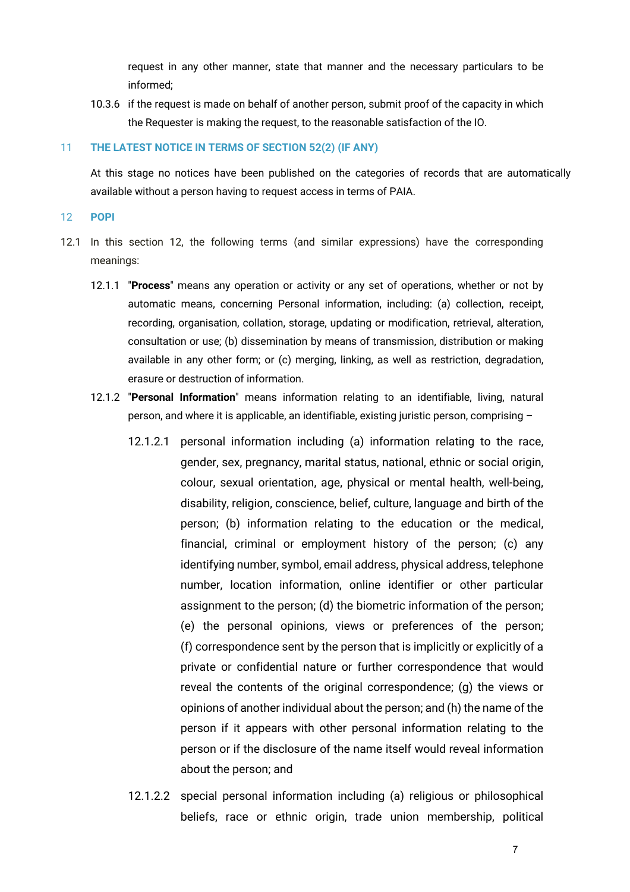request in any other manner, state that manner and the necessary particulars to be informed;

10.3.6 if the request is made on behalf of another person, submit proof of the capacity in which the Requester is making the request, to the reasonable satisfaction of the IO.

## 11 THE LATEST NOTICE IN TERMS OF SECTION 52(2) (IF ANY)

At this stage no notices have been published on the categories of records that are automatically available without a person having to request access in terms of PAIA.

## 12 POPI

12.1 In this section 12, the following terms (and similar expressions) have the corresponding meanings:

12.1.1 "**Process**" means any operation or activity or any set of operations, whether or not by automatic means, concerning Personal information, including: (a) collection, receipt, recording, organisation, collation, storage, updating or modification, retrieval, alteration, consultation or use; (b) dissemination by means of transmission, distribution or making available in any other form; or (c) merging, linking, as well as restriction, degradation, erasure or destruction of information.

12.1.2 "**Personal Information**" means information relating to an identifiable, living, natural person, and where it is applicable, an identifiable, existing juristic person, comprising –

12.1.2.1 personal information including (a) information relating to the race, gender, sex, pregnancy, marital status, national, ethnic or social origin, colour, sexual orientation, age, physical or mental health, well-being, disability, religion, conscience, belief, culture, language and birth of the person; (b) information relating to the education or the medical, financial, criminal or employment history of the person; (c) any identifying number, symbol, email address, physical address, telephone number, location information, online identifier or other particular assignment to the person; (d) the biometric information of the person; (e) the personal opinions, views or preferences of the person; (f) correspondence sent by the person that is implicitly or explicitly of a private or confidential nature or further correspondence that would reveal the contents of the original correspondence; (g) the views or opinions of another individual about the person; and (h) the name of the person if it appears with other personal information relating to the person or if the disclosure of the name itself would reveal information about the person; and

12.1.2.2 special personal information including (a) religious or philosophical beliefs, race or ethnic origin, trade union membership, political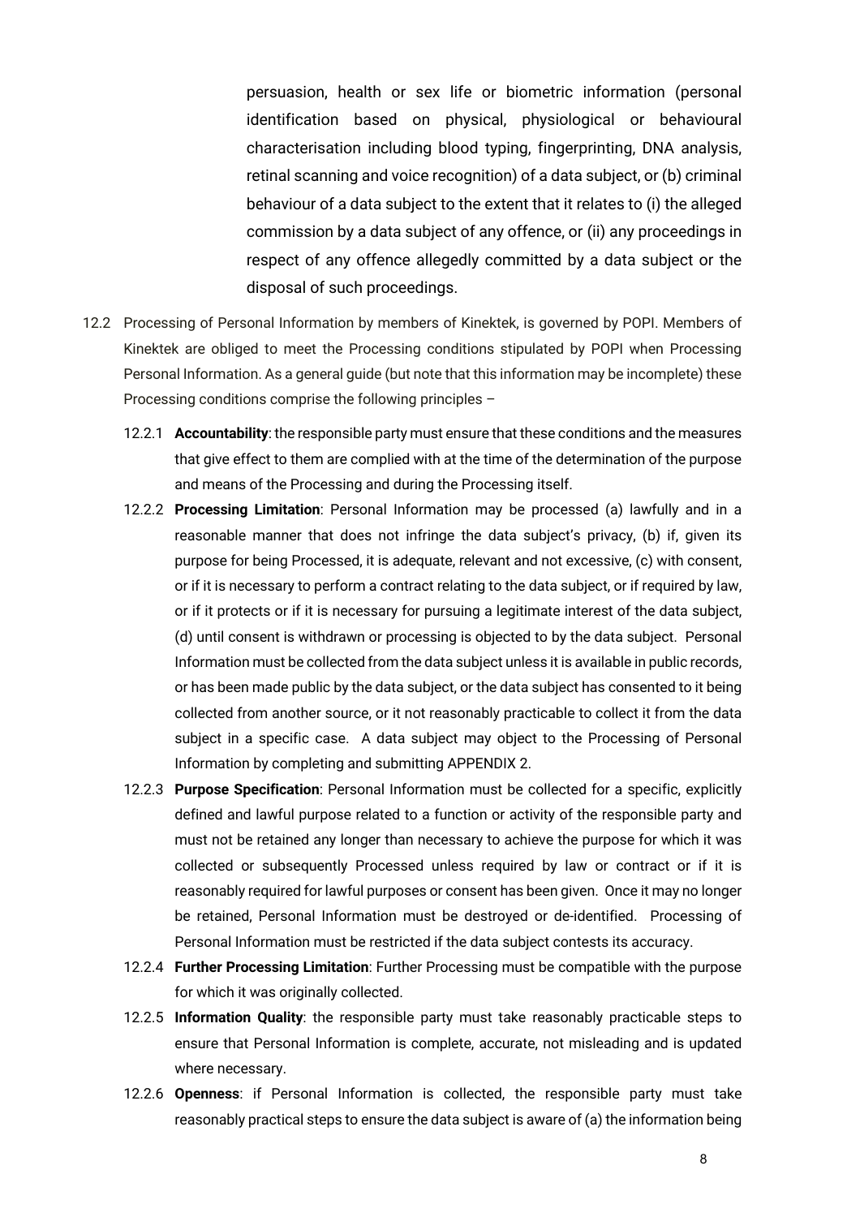persuasion, health or sex life or biometric information (personal identification based on physical, physiological or behavioural characterisation including blood typing, fingerprinting, DNA analysis, retinal scanning and voice recognition) of a data subject, or (b) criminal behaviour of a data subject to the extent that it relates to (i) the alleged commission by a data subject of any offence, or (ii) any proceedings in respect of any offence allegedly committed by a data subject or the disposal of such proceedings.

12.2 Processing of Personal Information by members of Kinektek, is governed by POPI. Members of Kinektek are obliged to meet the Processing conditions stipulated by POPI when Processing Personal Information. As a general guide (but note that this information may be incomplete) these Processing conditions comprise the following principles –

12.2.1 **Accountability**: the responsible party must ensure that these conditions and the measures that give effect to them are complied with at the time of the determination of the purpose and means of the Processing and during the Processing itself.

12.2.2 **Processing Limitation**: Personal Information may be processed (a) lawfully and in a reasonable manner that does not infringe the data subject's privacy, (b) if, given its purpose for being Processed, it is adequate, relevant and not excessive, (c) with consent, or if it is necessary to perform a contract relating to the data subject, or if required by law, or if it protects or if it is necessary for pursuing a legitimate interest of the data subject, (d) until consent is withdrawn or processing is objected to by the data subject. Personal Information must be collected from the data subject unless it is available in public records, or has been made public by the data subject, or the data subject has consented to it being collected from another source, or it not reasonably practicable to collect it from the data subject in a specific case. A data subject may object to the Processing of Personal Information by completing and submitting APPENDIX 2.

12.2.3 **Purpose Specification**: Personal Information must be collected for a specific, explicitly defined and lawful purpose related to a function or activity of the responsible party and must not be retained any longer than necessary to achieve the purpose for which it was collected or subsequently Processed unless required by law or contract or if it is reasonably required for lawful purposes or consent has been given. Once it may no longer be retained, Personal Information must be destroyed or de-identified. Processing of Personal Information must be restricted if the data subject contests its accuracy.

12.2.4 **Further Processing Limitation**: Further Processing must be compatible with the purpose for which it was originally collected.

12.2.5 **Information Quality**: the responsible party must take reasonably practicable steps to ensure that Personal Information is complete, accurate, not misleading and is updated where necessary.

12.2.6 **Openness**: if Personal Information is collected, the responsible party must take reasonably practical steps to ensure the data subject is aware of (a) the information being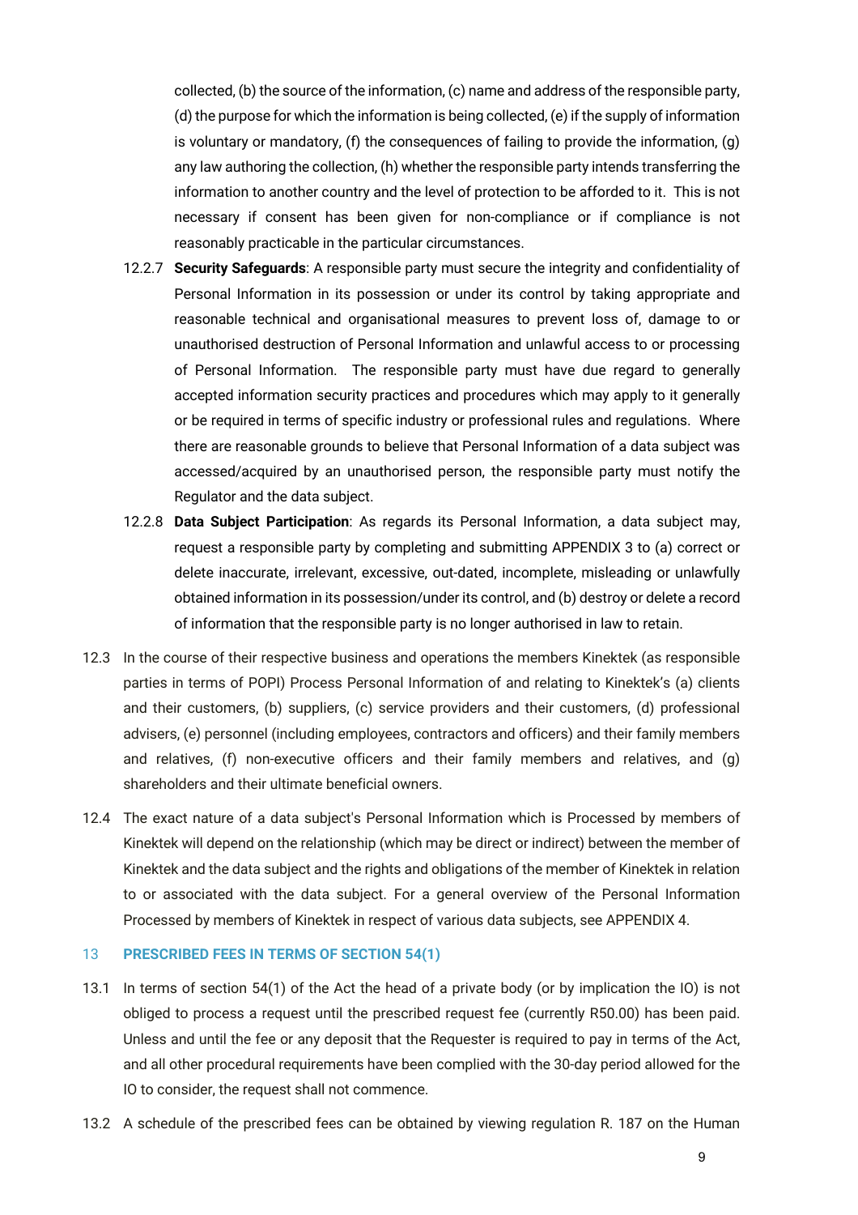collected, (b) the source of the information, (c) name and address of the responsible party, (d) the purpose for which the information is being collected, (e) if the supply of information is voluntary or mandatory, (f) the consequences of failing to provide the information, (g) any law authoring the collection, (h) whether the responsible party intends transferring the information to another country and the level of protection to be afforded to it. This is not necessary if consent has been given for non-compliance or if compliance is not reasonably practicable in the particular circumstances.

12.2.7 **Security Safeguards**: A responsible party must secure the integrity and confidentiality of Personal Information in its possession or under its control by taking appropriate and reasonable technical and organisational measures to prevent loss of, damage to or unauthorised destruction of Personal Information and unlawful access to or processing of Personal Information. The responsible party must have due regard to generally accepted information security practices and procedures which may apply to it generally or be required in terms of specific industry or professional rules and regulations. Where there are reasonable grounds to believe that Personal Information of a data subject was accessed/acquired by an unauthorised person, the responsible party must notify the Regulator and the data subject.

12.2.8 **Data Subject Participation**: As regards its Personal Information, a data subject may, request a responsible party by completing and submitting APPENDIX 3 to (a) correct or delete inaccurate, irrelevant, excessive, out-dated, incomplete, misleading or unlawfully obtained information in its possession/under its control, and (b) destroy or delete a record of information that the responsible party is no longer authorised in law to retain.

12.3 In the course of their respective business and operations the members Kinektek (as responsible parties in terms of POPI) Process Personal Information of and relating to Kinektek's (a) clients and their customers, (b) suppliers, (c) service providers and their customers, (d) professional advisers, (e) personnel (including employees, contractors and officers) and their family members and relatives, (f) non-executive officers and their family members and relatives, and (g) shareholders and their ultimate beneficial owners.

12.4 The exact nature of a data subject's Personal Information which is Processed by members of Kinektek will depend on the relationship (which may be direct or indirect) between the member of Kinektek and the data subject and the rights and obligations of the member of Kinektek in relation to or associated with the data subject. For a general overview of the Personal Information Processed by members of Kinektek in respect of various data subjects, see APPENDIX 4.

## 13 PRESCRIBED FEES IN TERMS OF SECTION 54(1)

13.1 In terms of section 54(1) of the Act the head of a private body (or by implication the IO) is not obliged to process a request until the prescribed request fee (currently R50.00) has been paid. Unless and until the fee or any deposit that the Requester is required to pay in terms of the Act, and all other procedural requirements have been complied with the 30-day period allowed for the IO to consider, the request shall not commence.

13.2 A schedule of the prescribed fees can be obtained by viewing regulation R. 187 on the Human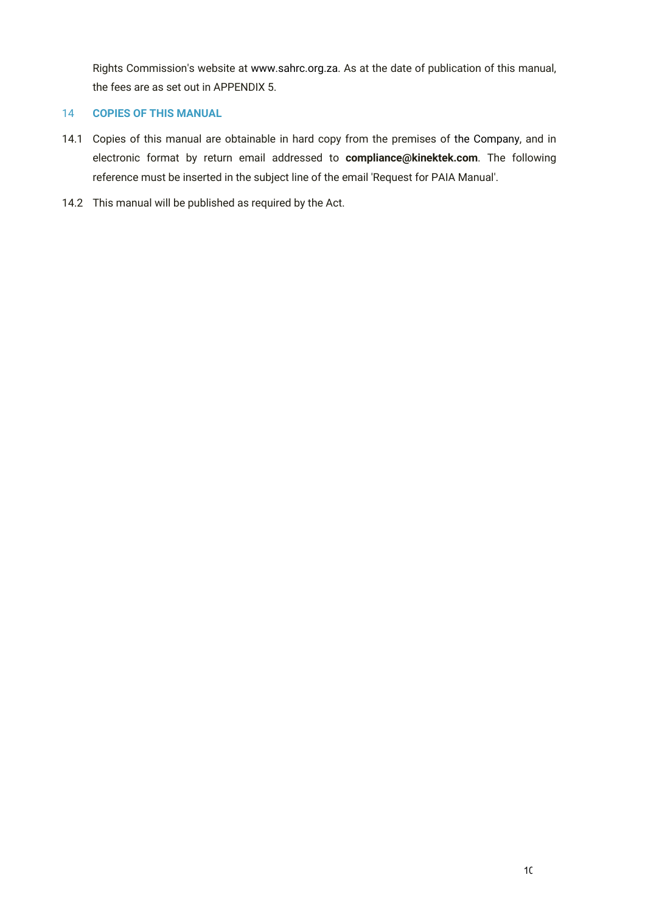Rights Commission's website at www.sahrc.org.za. As at the date of publication of this manual, the fees are as set out in APPENDIX 5.

## 14 COPIES OF THIS MANUAL

14.1 Copies of this manual are obtainable in hard copy from the premises of the Company, and in electronic format by return email addressed to **compliance@kinektek.com**. The following reference must be inserted in the subject line of the email 'Request for PAIA Manual'.

14.2 This manual will be published as required by the Act.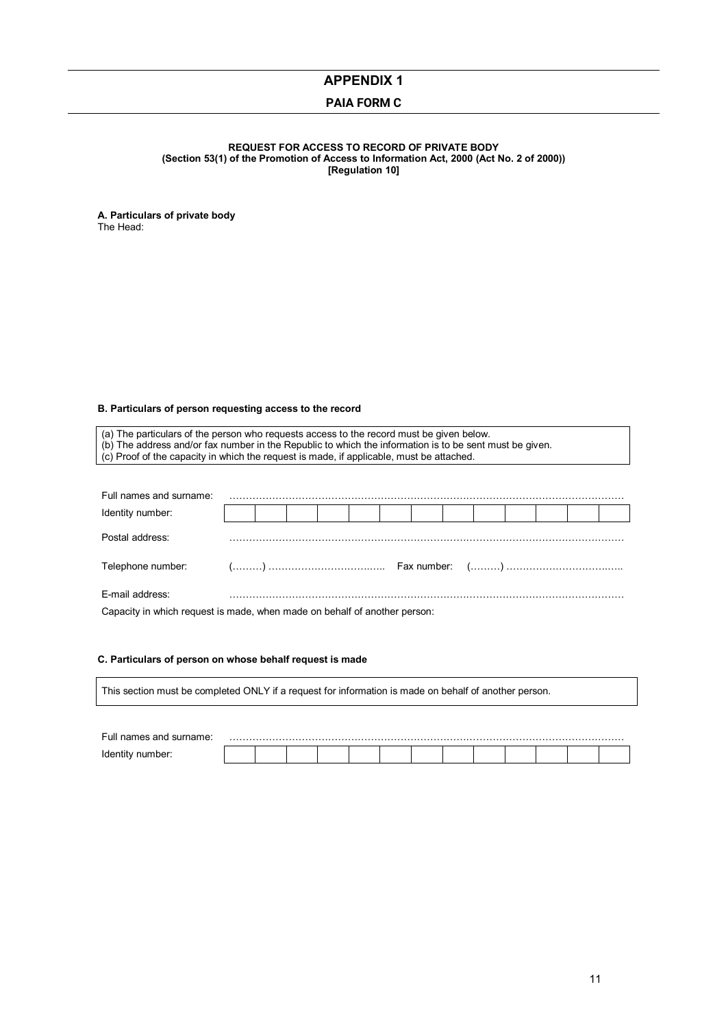# APPENDIX 1

## PAIA F0RM C

**REQUEST FOR ACCESS TO RECORD OF PRIVATE BODY**
**(Section 53(1) of the Promotion of Access to Information Act, 2000 (Act No. 2 of 2000))**
**[Regulation 10]**

**A. Particulars of private body**
The Head:

**B. Particulars of person requesting access to the record**

(a) The particulars of the person who requests access to the record must be given below.
(b) The address and/or fax number in the Republic to which the information is to be sent must be given.
(c) Proof of the capacity in which the request is made, if applicable, must be attached.

Full names and surname: …………………………………………………………………………………………………

| Identity number: | | | | | | | | | | | | | |
|---|---|---|---|---|---|---|---|---|---|---|---|---|---|

Postal address: …………………………………………………………………………………………………

Telephone number: (………) …………………………….….. Fax number: (………) …………………………….…..

E-mail address: …………………………………………………………………………………………………

Capacity in which request is made, when made on behalf of another person:

**C. Particulars of person on whose behalf request is made**

This section must be completed ONLY if a request for information is made on behalf of another person.

Full names and surname: …………………………………………………………………………………………………

| Identity number: | | | | | | | | | | | | | |
|---|---|---|---|---|---|---|---|---|---|---|---|---|---|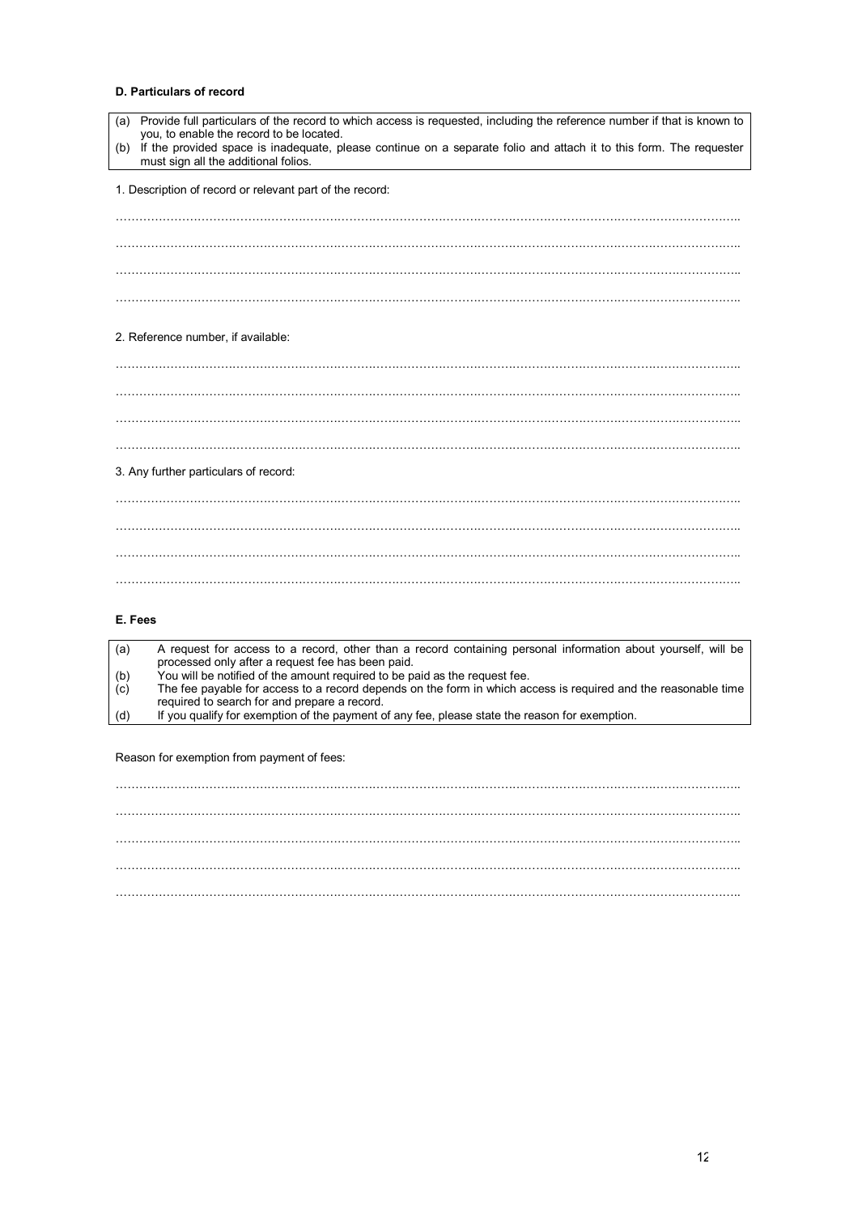**D. Particulars of record**

(a) Provide full particulars of the record to which access is requested, including the reference number if that is known to you, to enable the record to be located.
(b) If the provided space is inadequate, please continue on a separate folio and attach it to this form. The requester must sign all the additional folios.

1. Description of record or relevant part of the record:

…………………………………………………………………………………………………………………………………………..

…………………………………………………………………………………………………………………………………………..

…………………………………………………………………………………………………………………………………………..

…………………………………………………………………………………………………………………………………………..

2. Reference number, if available:

…………………………………………………………………………………………………………………………………………..

…………………………………………………………………………………………………………………………………………..

…………………………………………………………………………………………………………………………………………..

…………………………………………………………………………………………………………………………………………..

3. Any further particulars of record:

…………………………………………………………………………………………………………………………………………..

…………………………………………………………………………………………………………………………………………..

…………………………………………………………………………………………………………………………………………..

…………………………………………………………………………………………………………………………………………..

**E. Fees**

(a) A request for access to a record, other than a record containing personal information about yourself, will be processed only after a request fee has been paid.
(b) You will be notified of the amount required to be paid as the request fee.
(c) The fee payable for access to a record depends on the form in which access is required and the reasonable time required to search for and prepare a record.
(d) If you qualify for exemption of the payment of any fee, please state the reason for exemption.

Reason for exemption from payment of fees:

…………………………………………………………………………………………………………………………………………..

…………………………………………………………………………………………………………………………………………..

…………………………………………………………………………………………………………………………………………..

…………………………………………………………………………………………………………………………………………..

…………………………………………………………………………………………………………………………………………..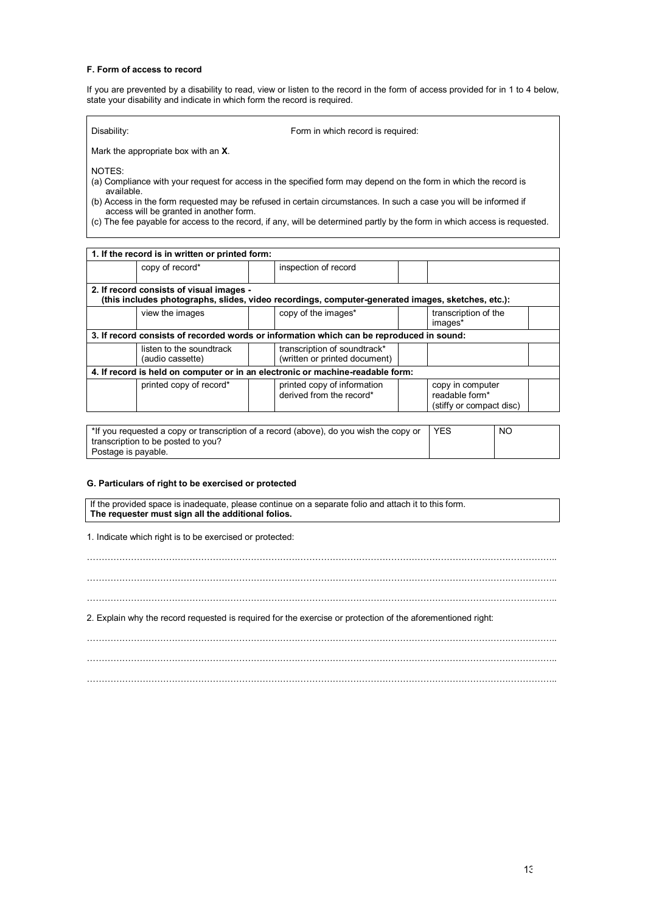**F. Form of access to record**

If you are prevented by a disability to read, view or listen to the record in the form of access provided for in 1 to 4 below, state your disability and indicate in which form the record is required.

| Disability: | Form in which record is required: |
|---|---|

Mark the appropriate box with an **X**.

NOTES:

(a) Compliance with your request for access in the specified form may depend on the form in which the record is available.

(b) Access in the form requested may be refused in certain circumstances. In such a case you will be informed if access will be granted in another form.

(c) The fee payable for access to the record, if any, will be determined partly by the form in which access is requested.

| | | | | | |
|---|---|---|---|---|---|
| **1. If the record is in written or printed form:** | | | | | |
| | copy of record* | | inspection of record | | |
| **2. If record consists of visual images - (this includes photographs, slides, video recordings, computer-generated images, sketches, etc.):** | | | | | |
| | view the images | | copy of the images* | | transcription of the images* |
| **3. If record consists of recorded words or information which can be reproduced in sound:** | | | | | |
| | listen to the soundtrack (audio cassette) | | transcription of soundtrack* (written or printed document) | | |
| **4. If record is held on computer or in an electronic or machine-readable form:** | | | | | |
| | printed copy of record* | | printed copy of information derived from the record* | | copy in computer readable form* (stiffy or compact disc) |

| *If you requested a copy or transcription of a record (above), do you wish the copy or transcription to be posted to you? Postage is payable. | YES | NO |
|---|---|---|

**G. Particulars of right to be exercised or protected**

If the provided space is inadequate, please continue on a separate folio and attach it to this form.
**The requester must sign all the additional folios.**

1. Indicate which right is to be exercised or protected:

……………………………………………………………………………………………………………………………………………..

……………………………………………………………………………………………………………………………………………..

……………………………………………………………………………………………………………………………………………..

2. Explain why the record requested is required for the exercise or protection of the aforementioned right:

……………………………………………………………………………………………………………………………………………..

……………………………………………………………………………………………………………………………………………..

……………………………………………………………………………………………………………………………………………..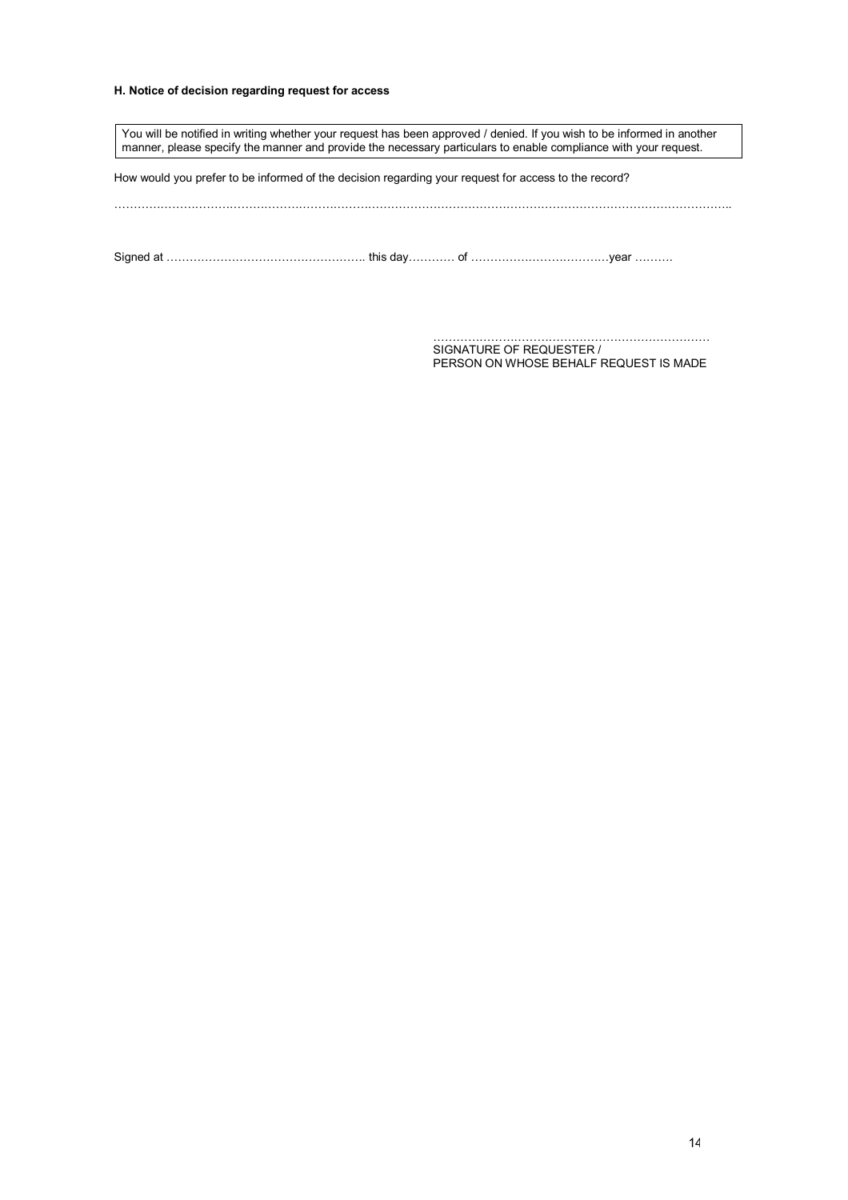**H. Notice of decision regarding request for access**

You will be notified in writing whether your request has been approved / denied. If you wish to be informed in another manner, please specify the manner and provide the necessary particulars to enable compliance with your request.

How would you prefer to be informed of the decision regarding your request for access to the record?

…………………………………………………………………………………………………………………………………………

Signed at …………………………………………….. this day………… of ………………………………year ……….

……………………………………………………………
SIGNATURE OF REQUESTER /
PERSON ON WHOSE BEHALF REQUEST IS MADE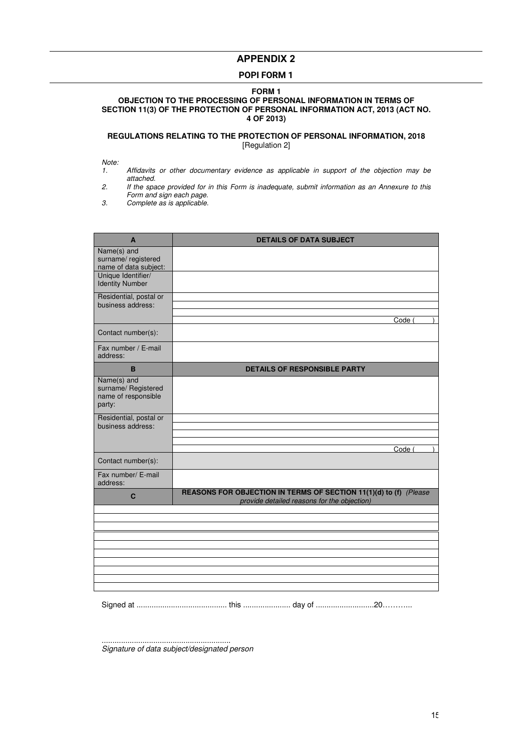# APPENDIX 2

## POPI FORM 1

**FORM 1**

**OBJECTION TO THE PROCESSING OF PERSONAL INFORMATION IN TERMS OF SECTION 11(3) OF THE PROTECTION OF PERSONAL INFORMATION ACT, 2013 (ACT NO. 4 OF 2013)**

**REGULATIONS RELATING TO THE PROTECTION OF PERSONAL INFORMATION, 2018**
[Regulation 2]

*Note:*

1. *Affidavits or other documentary evidence as applicable in support of the objection may be attached.*
2. *If the space provided for in this Form is inadequate, submit information as an Annexure to this Form and sign each page.*
3. *Complete as is applicable.*

| **A** | **DETAILS OF DATA SUBJECT** |
|---|---|
| Name(s) and surname/ registered name of data subject: | |
| Unique Identifier/ Identity Number | |
| Residential, postal or business address: | |
| | |
| | |
| | Code ( ) |
| Contact number(s): | |
| Fax number / E-mail address: | |
| **B** | **DETAILS OF RESPONSIBLE PARTY** |
| Name(s) and surname/ Registered name of responsible party: | |
| Residential, postal or business address: | |
| | |
| | |
| | |
| | Code ( ) |
| Contact number(s): | |
| Fax number/ E-mail address: | |
| **C** | **REASONS FOR OBJECTION IN TERMS OF SECTION 11(1)(d) to (f)** *(Please provide detailed reasons for the objection)* |
| | |
| | |
| | |
| | |
| | |
| | |
| | |
| | |
| | |
| | |

Signed at .......................................... this ...................... day of ...........................20………..

...........................................................
*Signature of data subject/designated person*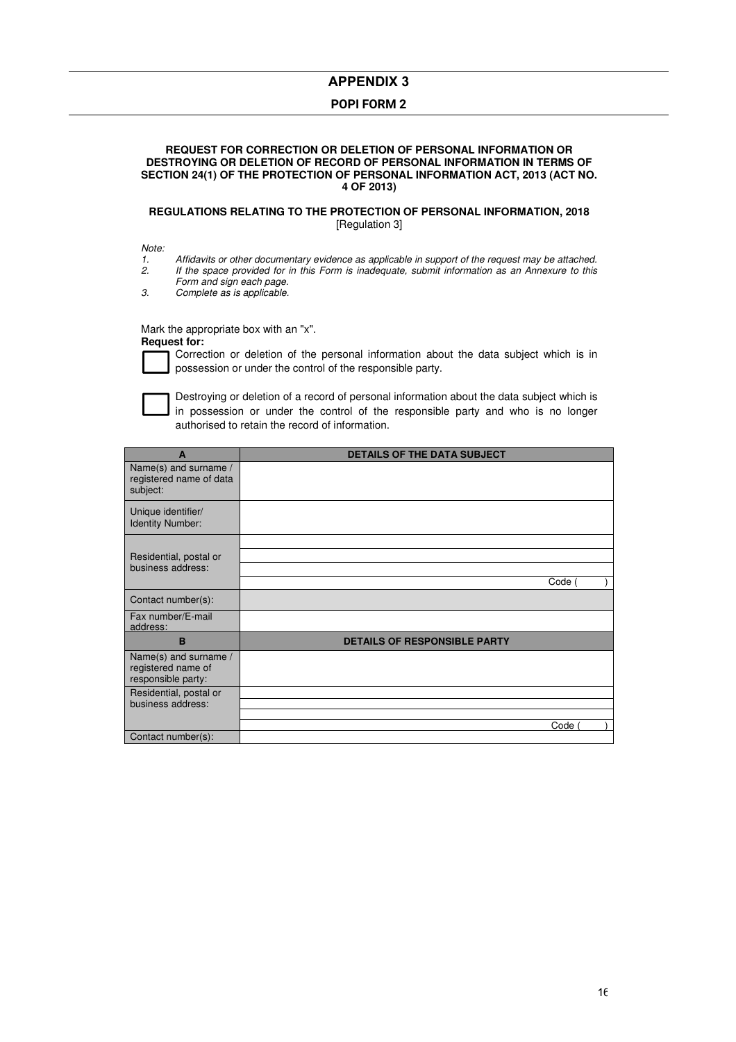# APPENDIX 3

## POPI FORM 2

**REQUEST FOR CORRECTION OR DELETION OF PERSONAL INFORMATION OR DESTROYING OR DELETION OF RECORD OF PERSONAL INFORMATION IN TERMS OF SECTION 24(1) OF THE PROTECTION OF PERSONAL INFORMATION ACT, 2013 (ACT NO. 4 OF 2013)**

**REGULATIONS RELATING TO THE PROTECTION OF PERSONAL INFORMATION, 2018**
[Regulation 3]

*Note:*

1. *Affidavits or other documentary evidence as applicable in support of the request may be attached.*
2. *If the space provided for in this Form is inadequate, submit information as an Annexure to this Form and sign each page.*
3. *Complete as is applicable.*

Mark the appropriate box with an "x".

**Request for:**

☐ Correction or deletion of the personal information about the data subject which is in possession or under the control of the responsible party.

☐ Destroying or deletion of a record of personal information about the data subject which is in possession or under the control of the responsible party and who is no longer authorised to retain the record of information.

| A | DETAILS OF THE DATA SUBJECT |
|---|---|
| Name(s) and surname / registered name of data subject: | |
| Unique identifier/ Identity Number: | |
| Residential, postal or business address: | |
| | |
| | |
| | Code ( ) |
| Contact number(s): | |
| Fax number/E-mail address: | |
| **B** | **DETAILS OF RESPONSIBLE PARTY** |
| Name(s) and surname / registered name of responsible party: | |
| Residential, postal or business address: | |
| | |
| | |
| | Code ( ) |
| Contact number(s): | |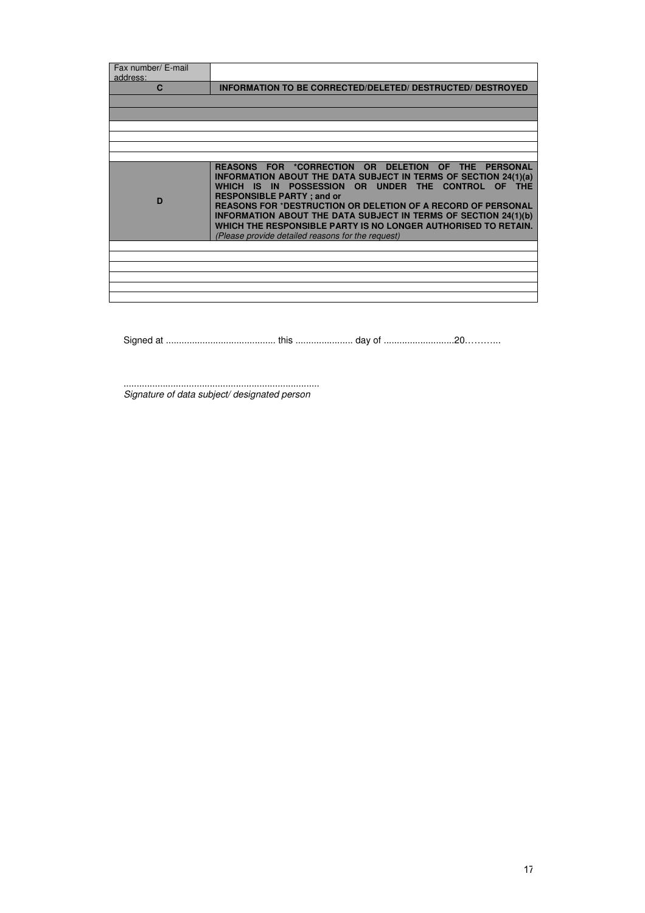| Fax number/ E-mail address: | |
|---|---|
| **C** | **INFORMATION TO BE CORRECTED/DELETED/ DESTRUCTED/ DESTROYED** |
| | |
| | |
| | |
| | |
| | |
| | |
| **D** | **REASONS FOR *CORRECTION OR DELETION OF THE PERSONAL INFORMATION ABOUT THE DATA SUBJECT IN TERMS OF SECTION 24(1)(a) WHICH IS IN POSSESSION OR UNDER THE CONTROL OF THE RESPONSIBLE PARTY ; and or REASONS FOR *DESTRUCTION OR DELETION OF A RECORD OF PERSONAL INFORMATION ABOUT THE DATA SUBJECT IN TERMS OF SECTION 24(1)(b) WHICH THE RESPONSIBLE PARTY IS NO LONGER AUTHORISED TO RETAIN.** *(Please provide detailed reasons for the request)* |
| | |
| | |
| | |
| | |
| | |
| | |

Signed at .......................................... this ...................... day of ...........................20………..

...........................................................................
*Signature of data subject/ designated person*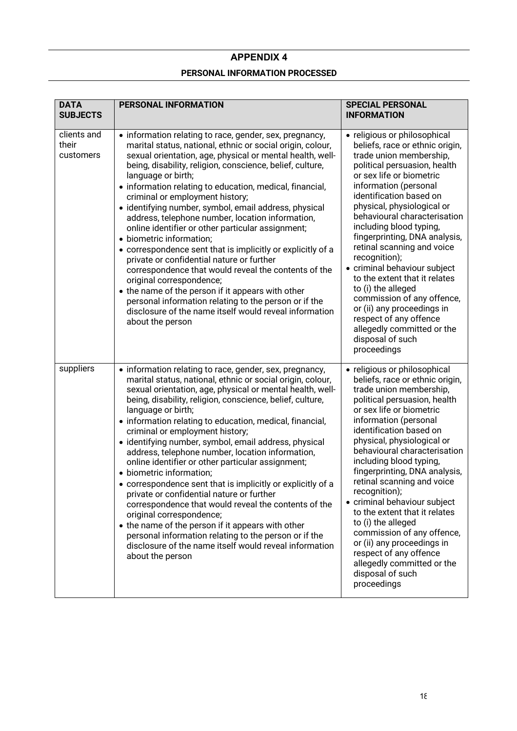# APPENDIX 4

## PERSONAL INFORMATION PROCESSED

| DATA SUBJECTS | PERSONAL INFORMATION | SPECIAL PERSONAL INFORMATION |
|---|---|---|
| clients and their customers | • information relating to race, gender, sex, pregnancy, marital status, national, ethnic or social origin, colour, sexual orientation, age, physical or mental health, well-being, disability, religion, conscience, belief, culture, language or birth;<br>• information relating to education, medical, financial, criminal or employment history;<br>• identifying number, symbol, email address, physical address, telephone number, location information, online identifier or other particular assignment;<br>• biometric information;<br>• correspondence sent that is implicitly or explicitly of a private or confidential nature or further correspondence that would reveal the contents of the original correspondence;<br>• the name of the person if it appears with other personal information relating to the person or if the disclosure of the name itself would reveal information about the person | • religious or philosophical beliefs, race or ethnic origin, trade union membership, political persuasion, health or sex life or biometric information (personal identification based on physical, physiological or behavioural characterisation including blood typing, fingerprinting, DNA analysis, retinal scanning and voice recognition);<br>• criminal behaviour subject to the extent that it relates to (i) the alleged commission of any offence, or (ii) any proceedings in respect of any offence allegedly committed or the disposal of such proceedings |
| suppliers | • information relating to race, gender, sex, pregnancy, marital status, national, ethnic or social origin, colour, sexual orientation, age, physical or mental health, well-being, disability, religion, conscience, belief, culture, language or birth;<br>• information relating to education, medical, financial, criminal or employment history;<br>• identifying number, symbol, email address, physical address, telephone number, location information, online identifier or other particular assignment;<br>• biometric information;<br>• correspondence sent that is implicitly or explicitly of a private or confidential nature or further correspondence that would reveal the contents of the original correspondence;<br>• the name of the person if it appears with other personal information relating to the person or if the disclosure of the name itself would reveal information about the person | • religious or philosophical beliefs, race or ethnic origin, trade union membership, political persuasion, health or sex life or biometric information (personal identification based on physical, physiological or behavioural characterisation including blood typing, fingerprinting, DNA analysis, retinal scanning and voice recognition);<br>• criminal behaviour subject to the extent that it relates to (i) the alleged commission of any offence, or (ii) any proceedings in respect of any offence allegedly committed or the disposal of such proceedings |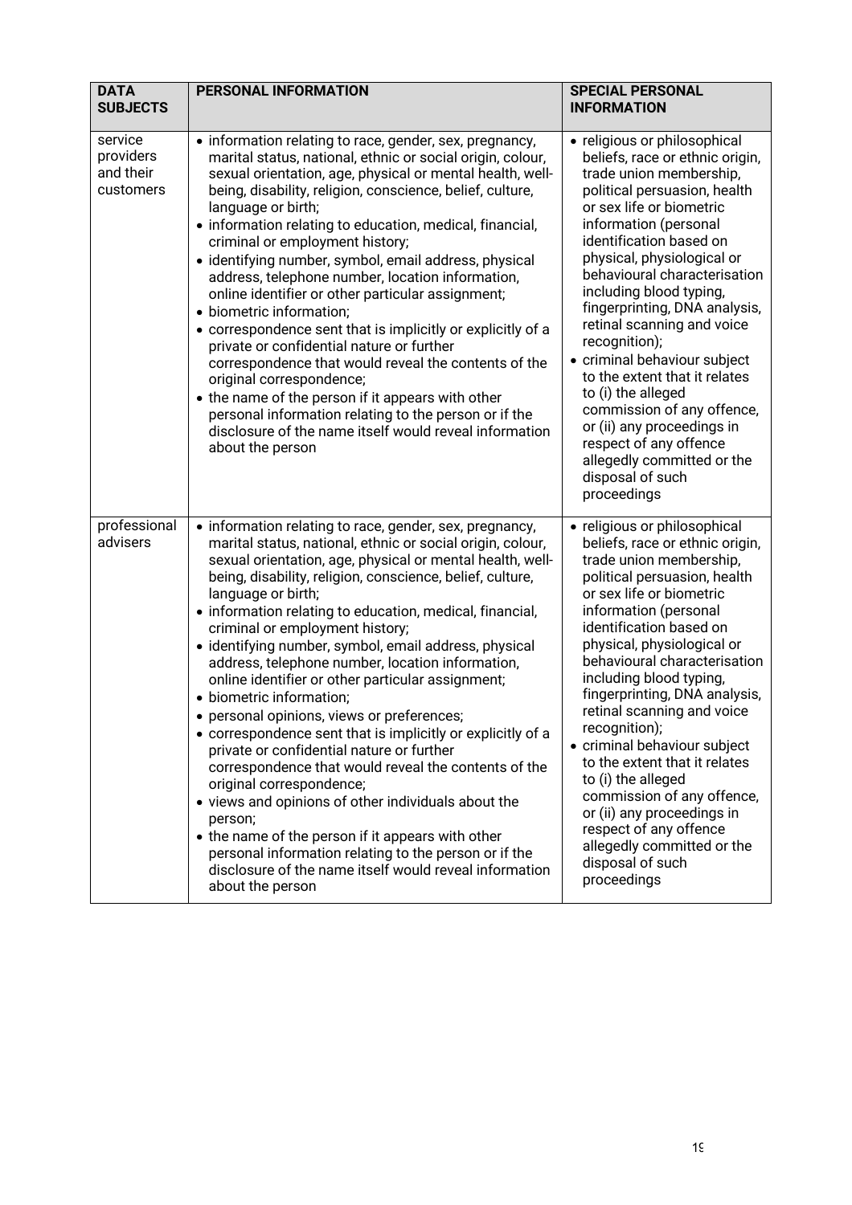| DATA SUBJECTS | PERSONAL INFORMATION | SPECIAL PERSONAL INFORMATION |
|---|---|---|
| service providers and their customers | • information relating to race, gender, sex, pregnancy, marital status, national, ethnic or social origin, colour, sexual orientation, age, physical or mental health, well-being, disability, religion, conscience, belief, culture, language or birth;<br>• information relating to education, medical, financial, criminal or employment history;<br>• identifying number, symbol, email address, physical address, telephone number, location information, online identifier or other particular assignment;<br>• biometric information;<br>• correspondence sent that is implicitly or explicitly of a private or confidential nature or further correspondence that would reveal the contents of the original correspondence;<br>• the name of the person if it appears with other personal information relating to the person or if the disclosure of the name itself would reveal information about the person | • religious or philosophical beliefs, race or ethnic origin, trade union membership, political persuasion, health or sex life or biometric information (personal identification based on physical, physiological or behavioural characterisation including blood typing, fingerprinting, DNA analysis, retinal scanning and voice recognition);<br>• criminal behaviour subject to the extent that it relates to (i) the alleged commission of any offence, or (ii) any proceedings in respect of any offence allegedly committed or the disposal of such proceedings |
| professional advisers | • information relating to race, gender, sex, pregnancy, marital status, national, ethnic or social origin, colour, sexual orientation, age, physical or mental health, well-being, disability, religion, conscience, belief, culture, language or birth;<br>• information relating to education, medical, financial, criminal or employment history;<br>• identifying number, symbol, email address, physical address, telephone number, location information, online identifier or other particular assignment;<br>• biometric information;<br>• personal opinions, views or preferences;<br>• correspondence sent that is implicitly or explicitly of a private or confidential nature or further correspondence that would reveal the contents of the original correspondence;<br>• views and opinions of other individuals about the person;<br>• the name of the person if it appears with other personal information relating to the person or if the disclosure of the name itself would reveal information about the person | • religious or philosophical beliefs, race or ethnic origin, trade union membership, political persuasion, health or sex life or biometric information (personal identification based on physical, physiological or behavioural characterisation including blood typing, fingerprinting, DNA analysis, retinal scanning and voice recognition);<br>• criminal behaviour subject to the extent that it relates to (i) the alleged commission of any offence, or (ii) any proceedings in respect of any offence allegedly committed or the disposal of such proceedings |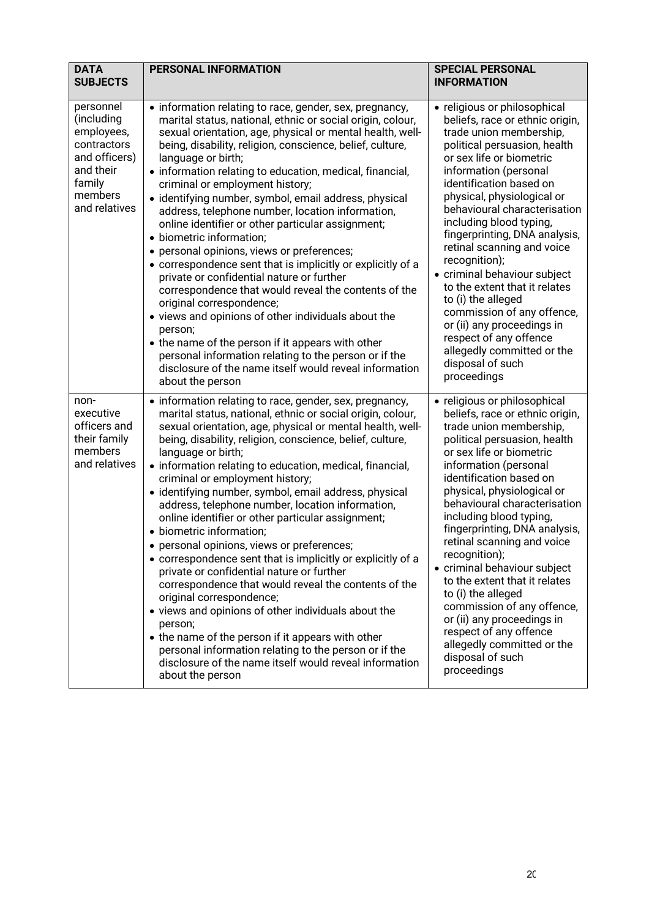| DATA SUBJECTS | PERSONAL INFORMATION | SPECIAL PERSONAL INFORMATION |
|---|---|---|
| personnel (including employees, contractors and officers) and their family members and relatives | • information relating to race, gender, sex, pregnancy, marital status, national, ethnic or social origin, colour, sexual orientation, age, physical or mental health, well-being, disability, religion, conscience, belief, culture, language or birth;<br>• information relating to education, medical, financial, criminal or employment history;<br>• identifying number, symbol, email address, physical address, telephone number, location information, online identifier or other particular assignment;<br>• biometric information;<br>• personal opinions, views or preferences;<br>• correspondence sent that is implicitly or explicitly of a private or confidential nature or further correspondence that would reveal the contents of the original correspondence;<br>• views and opinions of other individuals about the person;<br>• the name of the person if it appears with other personal information relating to the person or if the disclosure of the name itself would reveal information about the person | • religious or philosophical beliefs, race or ethnic origin, trade union membership, political persuasion, health or sex life or biometric information (personal identification based on physical, physiological or behavioural characterisation including blood typing, fingerprinting, DNA analysis, retinal scanning and voice recognition);<br>• criminal behaviour subject to the extent that it relates to (i) the alleged commission of any offence, or (ii) any proceedings in respect of any offence allegedly committed or the disposal of such proceedings |
| non-executive officers and their family members and relatives | • information relating to race, gender, sex, pregnancy, marital status, national, ethnic or social origin, colour, sexual orientation, age, physical or mental health, well-being, disability, religion, conscience, belief, culture, language or birth;<br>• information relating to education, medical, financial, criminal or employment history;<br>• identifying number, symbol, email address, physical address, telephone number, location information, online identifier or other particular assignment;<br>• biometric information;<br>• personal opinions, views or preferences;<br>• correspondence sent that is implicitly or explicitly of a private or confidential nature or further correspondence that would reveal the contents of the original correspondence;<br>• views and opinions of other individuals about the person;<br>• the name of the person if it appears with other personal information relating to the person or if the disclosure of the name itself would reveal information about the person | • religious or philosophical beliefs, race or ethnic origin, trade union membership, political persuasion, health or sex life or biometric information (personal identification based on physical, physiological or behavioural characterisation including blood typing, fingerprinting, DNA analysis, retinal scanning and voice recognition);<br>• criminal behaviour subject to the extent that it relates to (i) the alleged commission of any offence, or (ii) any proceedings in respect of any offence allegedly committed or the disposal of such proceedings |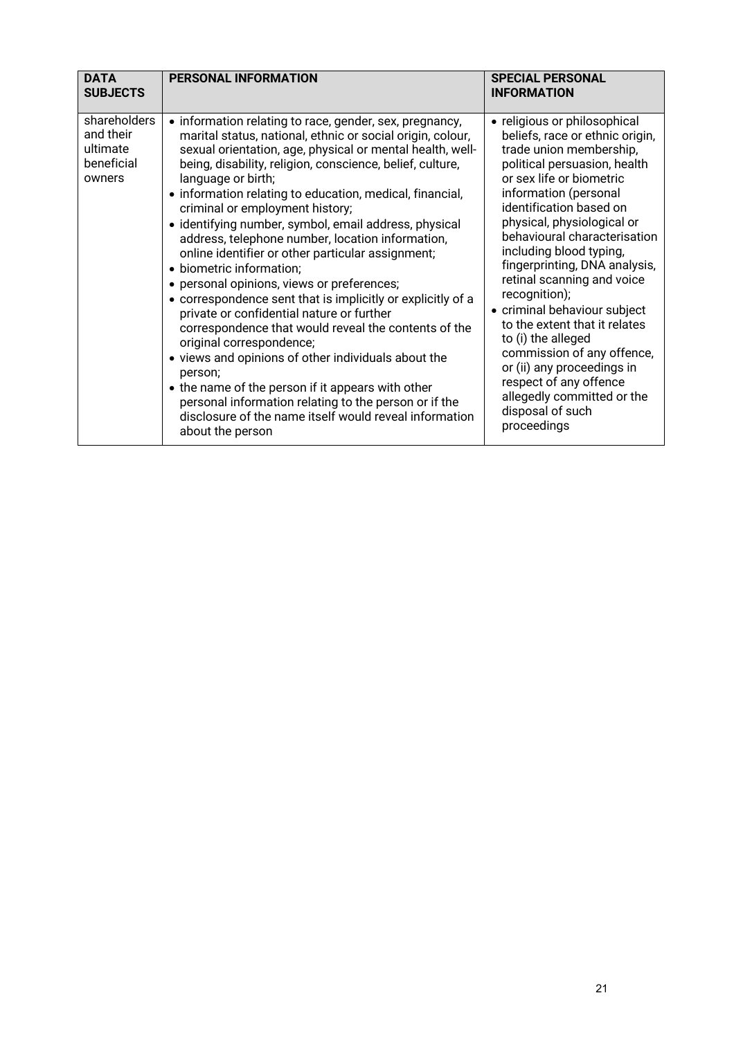| DATA SUBJECTS | PERSONAL INFORMATION | SPECIAL PERSONAL INFORMATION |
|---|---|---|
| shareholders and their ultimate beneficial owners | • information relating to race, gender, sex, pregnancy, marital status, national, ethnic or social origin, colour, sexual orientation, age, physical or mental health, well-being, disability, religion, conscience, belief, culture, language or birth;<br>• information relating to education, medical, financial, criminal or employment history;<br>• identifying number, symbol, email address, physical address, telephone number, location information, online identifier or other particular assignment;<br>• biometric information;<br>• personal opinions, views or preferences;<br>• correspondence sent that is implicitly or explicitly of a private or confidential nature or further correspondence that would reveal the contents of the original correspondence;<br>• views and opinions of other individuals about the person;<br>• the name of the person if it appears with other personal information relating to the person or if the disclosure of the name itself would reveal information about the person | • religious or philosophical beliefs, race or ethnic origin, trade union membership, political persuasion, health or sex life or biometric information (personal identification based on physical, physiological or behavioural characterisation including blood typing, fingerprinting, DNA analysis, retinal scanning and voice recognition);<br>• criminal behaviour subject to the extent that it relates to (i) the alleged commission of any offence, or (ii) any proceedings in respect of any offence allegedly committed or the disposal of such proceedings |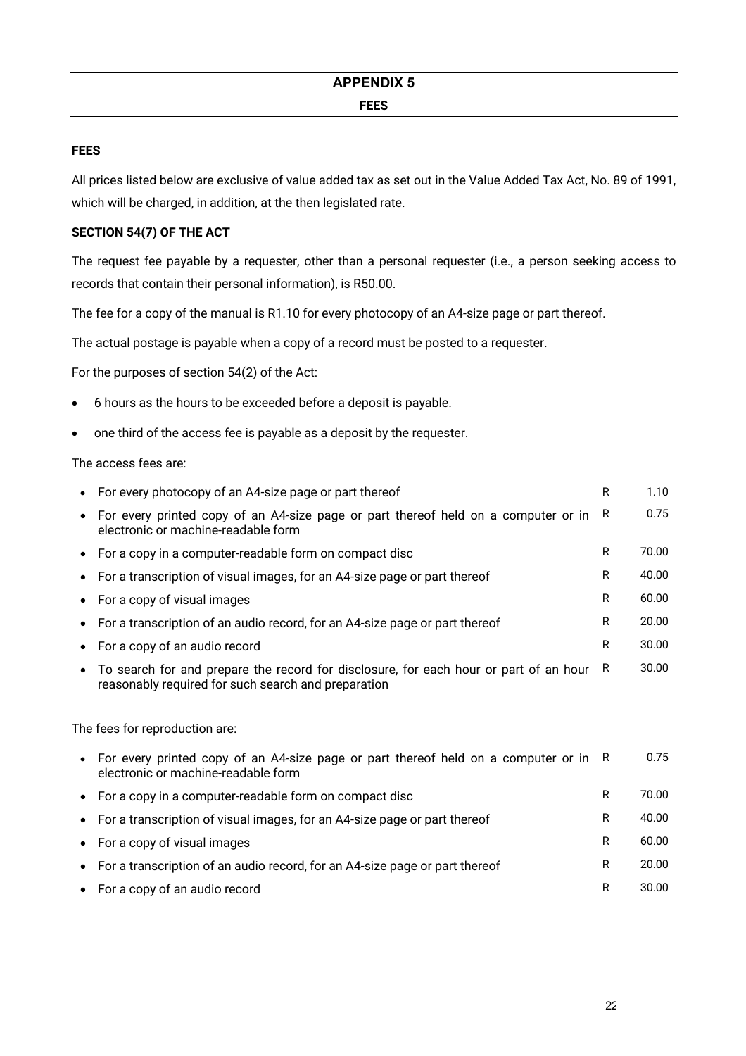# APPENDIX 5

## FEES

**FEES**

All prices listed below are exclusive of value added tax as set out in the Value Added Tax Act, No. 89 of 1991, which will be charged, in addition, at the then legislated rate.

**SECTION 54(7) OF THE ACT**

The request fee payable by a requester, other than a personal requester (i.e., a person seeking access to records that contain their personal information), is R50.00.

The fee for a copy of the manual is R1.10 for every photocopy of an A4-size page or part thereof.

The actual postage is payable when a copy of a record must be posted to a requester.

For the purposes of section 54(2) of the Act:

- 6 hours as the hours to be exceeded before a deposit is payable.
- one third of the access fee is payable as a deposit by the requester.

The access fees are:

| | | |
|---|---|---|
| • For every photocopy of an A4-size page or part thereof | R | 1.10 |
| • For every printed copy of an A4-size page or part thereof held on a computer or in electronic or machine-readable form | R | 0.75 |
| • For a copy in a computer-readable form on compact disc | R | 70.00 |
| • For a transcription of visual images, for an A4-size page or part thereof | R | 40.00 |
| • For a copy of visual images | R | 60.00 |
| • For a transcription of an audio record, for an A4-size page or part thereof | R | 20.00 |
| • For a copy of an audio record | R | 30.00 |
| • To search for and prepare the record for disclosure, for each hour or part of an hour reasonably required for such search and preparation | R | 30.00 |

The fees for reproduction are:

| | | |
|---|---|---|
| • For every printed copy of an A4-size page or part thereof held on a computer or in electronic or machine-readable form | R | 0.75 |
| • For a copy in a computer-readable form on compact disc | R | 70.00 |
| • For a transcription of visual images, for an A4-size page or part thereof | R | 40.00 |
| • For a copy of visual images | R | 60.00 |
| • For a transcription of an audio record, for an A4-size page or part thereof | R | 20.00 |
| • For a copy of an audio record | R | 30.00 |